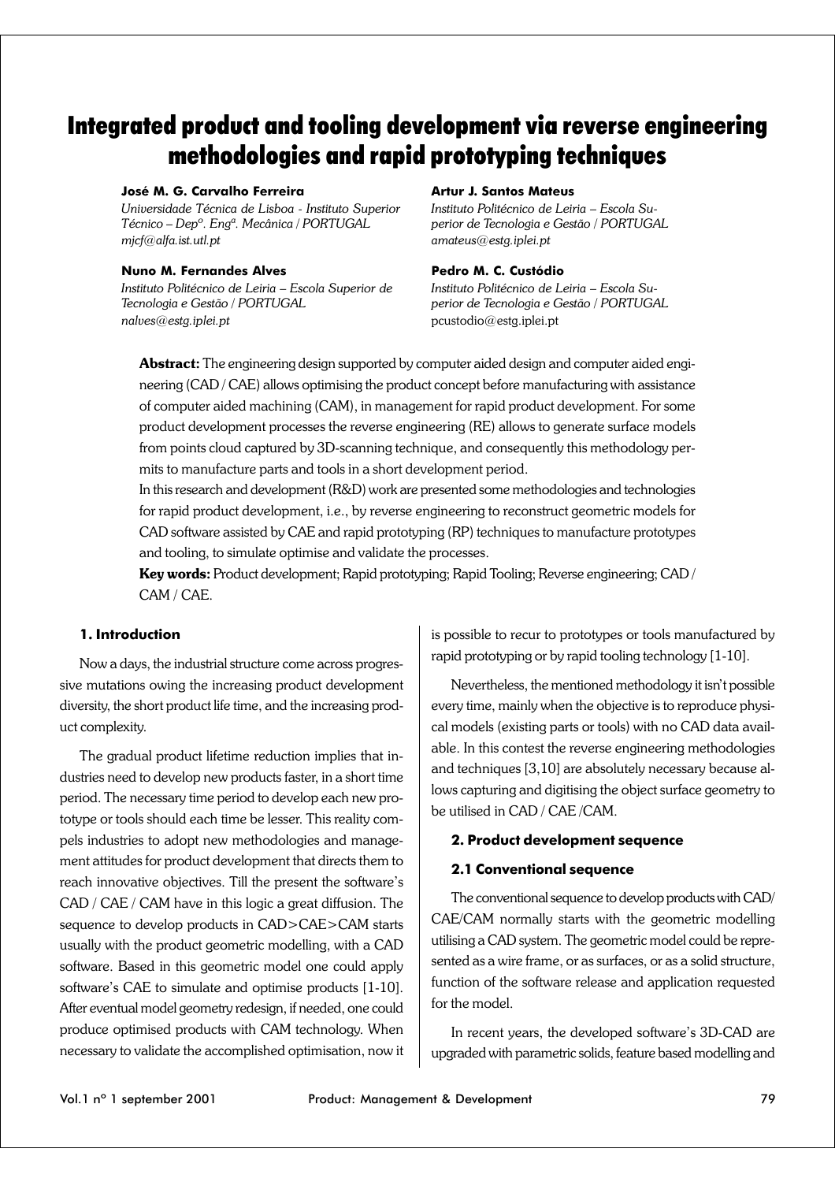# Integrated product and tooling development via reverse engineering methodologies and rapid prototyping techniques

**José M. G. Carvalho Ferreira**
*Universidade Técnica de Lisboa - Instituto Superior Técnico – Depº. Engª. Mecânica / PORTUGAL*
*mjcf@alfa.ist.utl.pt*

**Artur J. Santos Mateus**
*Instituto Politécnico de Leiria – Escola Superior de Tecnologia e Gestão / PORTUGAL*
*amateus@estg.iplei.pt*

**Nuno M. Fernandes Alves**
*Instituto Politécnico de Leiria – Escola Superior de Tecnologia e Gestão / PORTUGAL*
*nalves@estg.iplei.pt*

**Pedro M. C. Custódio**
*Instituto Politécnico de Leiria – Escola Superior de Tecnologia e Gestão / PORTUGAL*
pcustodio@estg.iplei.pt

**Abstract:** The engineering design supported by computer aided design and computer aided engineering (CAD / CAE) allows optimising the product concept before manufacturing with assistance of computer aided machining (CAM), in management for rapid product development. For some product development processes the reverse engineering (RE) allows to generate surface models from points cloud captured by 3D-scanning technique, and consequently this methodology permits to manufacture parts and tools in a short development period.

In this research and development (R&D) work are presented some methodologies and technologies for rapid product development, i.e., by reverse engineering to reconstruct geometric models for CAD software assisted by CAE and rapid prototyping (RP) techniques to manufacture prototypes and tooling, to simulate optimise and validate the processes.

**Key words:** Product development; Rapid prototyping; Rapid Tooling; Reverse engineering; CAD / CAM / CAE.

## 1. Introduction

Now a days, the industrial structure come across progressive mutations owing the increasing product development diversity, the short product life time, and the increasing product complexity.

The gradual product lifetime reduction implies that industries need to develop new products faster, in a short time period. The necessary time period to develop each new prototype or tools should each time be lesser. This reality compels industries to adopt new methodologies and management attitudes for product development that directs them to reach innovative objectives. Till the present the software's CAD / CAE / CAM have in this logic a great diffusion. The sequence to develop products in CAD>CAE>CAM starts usually with the product geometric modelling, with a CAD software. Based in this geometric model one could apply software's CAE to simulate and optimise products [1-10]. After eventual model geometry redesign, if needed, one could produce optimised products with CAM technology. When necessary to validate the accomplished optimisation, now it is possible to recur to prototypes or tools manufactured by rapid prototyping or by rapid tooling technology [1-10].

Nevertheless, the mentioned methodology it isn't possible every time, mainly when the objective is to reproduce physical models (existing parts or tools) with no CAD data available. In this contest the reverse engineering methodologies and techniques [3,10] are absolutely necessary because allows capturing and digitising the object surface geometry to be utilised in CAD / CAE /CAM.

## 2. Product development sequence

### 2.1 Conventional sequence

The conventional sequence to develop products with CAD/CAE/CAM normally starts with the geometric modelling utilising a CAD system. The geometric model could be represented as a wire frame, or as surfaces, or as a solid structure, function of the software release and application requested for the model.

In recent years, the developed software's 3D-CAD are upgraded with parametric solids, feature based modelling and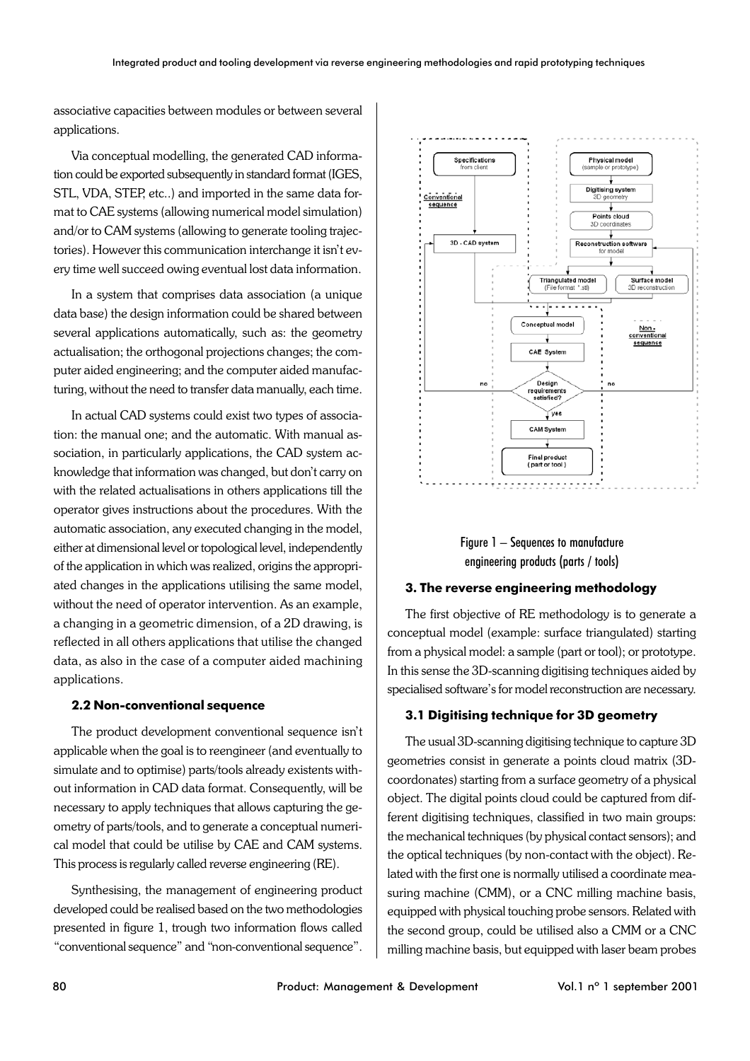associative capacities between modules or between several applications.

Via conceptual modelling, the generated CAD information could be exported subsequently in standard format (IGES, STL, VDA, STEP, etc..) and imported in the same data format to CAE systems (allowing numerical model simulation) and/or to CAM systems (allowing to generate tooling trajectories). However this communication interchange it isn't every time well succeed owing eventual lost data information.

In a system that comprises data association (a unique data base) the design information could be shared between several applications automatically, such as: the geometry actualisation; the orthogonal projections changes; the computer aided engineering; and the computer aided manufacturing, without the need to transfer data manually, each time.

In actual CAD systems could exist two types of association: the manual one; and the automatic. With manual association, in particularly applications, the CAD system acknowledge that information was changed, but don't carry on with the related actualisations in others applications till the operator gives instructions about the procedures. With the automatic association, any executed changing in the model, either at dimensional level or topological level, independently of the application in which was realized, origins the appropriated changes in the applications utilising the same model, without the need of operator intervention. As an example, a changing in a geometric dimension, of a 2D drawing, is reflected in all others applications that utilise the changed data, as also in the case of a computer aided machining applications.

### 2.2 Non-conventional sequence

The product development conventional sequence isn't applicable when the goal is to reengineer (and eventually to simulate and to optimise) parts/tools already existents without information in CAD data format. Consequently, will be necessary to apply techniques that allows capturing the geometry of parts/tools, and to generate a conceptual numerical model that could be utilise by CAE and CAM systems. This process is regularly called reverse engineering (RE).

Synthesising, the management of engineering product developed could be realised based on the two methodologies presented in figure 1, trough two information flows called "conventional sequence" and "non-conventional sequence".

Figure 1 – Sequences to manufacture engineering products (parts / tools)

## 3. The reverse engineering methodology

The first objective of RE methodology is to generate a conceptual model (example: surface triangulated) starting from a physical model: a sample (part or tool); or prototype. In this sense the 3D-scanning digitising techniques aided by specialised software's for model reconstruction are necessary.

### 3.1 Digitising technique for 3D geometry

The usual 3D-scanning digitising technique to capture 3D geometries consist in generate a points cloud matrix (3D-coordonates) starting from a surface geometry of a physical object. The digital points cloud could be captured from different digitising techniques, classified in two main groups: the mechanical techniques (by physical contact sensors); and the optical techniques (by non-contact with the object). Related with the first one is normally utilised a coordinate measuring machine (CMM), or a CNC milling machine basis, equipped with physical touching probe sensors. Related with the second group, could be utilised also a CMM or a CNC milling machine basis, but equipped with laser beam probes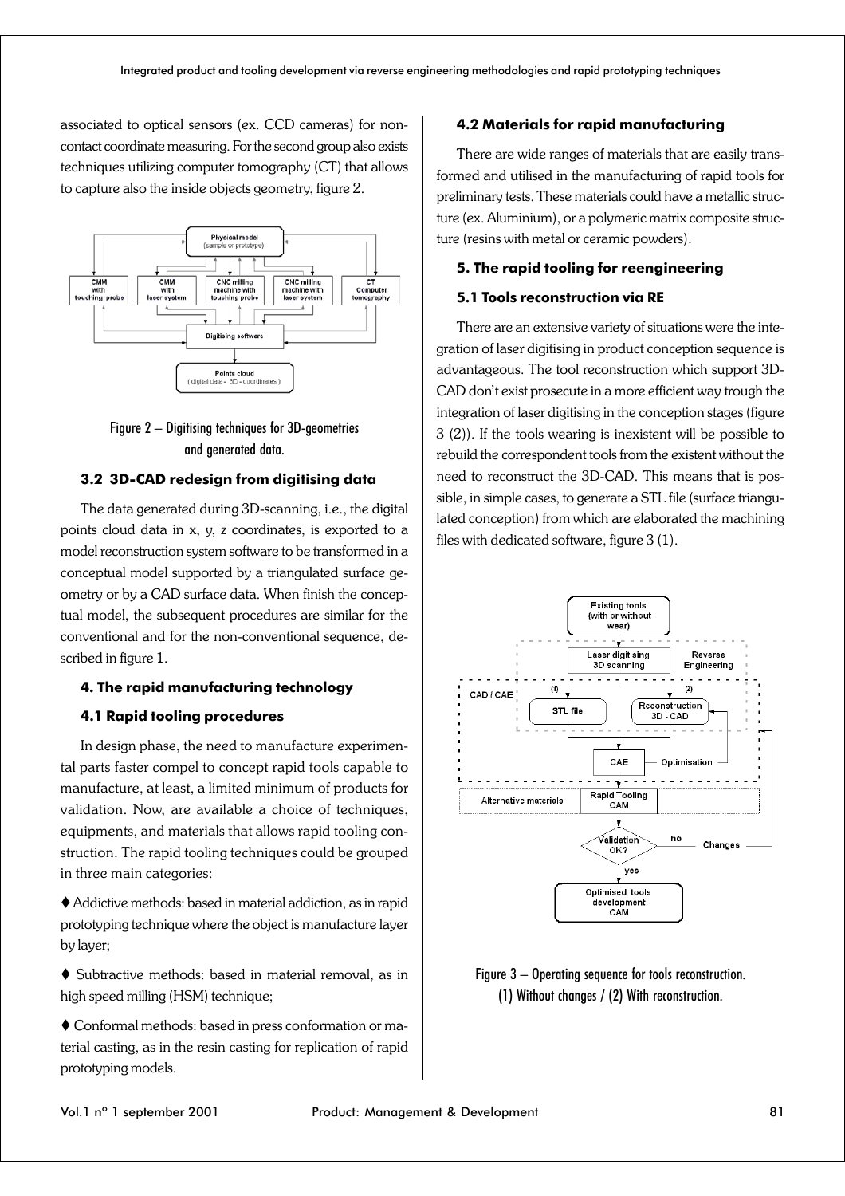associated to optical sensors (ex. CCD cameras) for non-contact coordinate measuring. For the second group also exists techniques utilizing computer tomography (CT) that allows to capture also the inside objects geometry, figure 2.

Figure 2 – Digitising techniques for 3D-geometries and generated data.

### 3.2 3D-CAD redesign from digitising data

The data generated during 3D-scanning, i.e., the digital points cloud data in x, y, z coordinates, is exported to a model reconstruction system software to be transformed in a conceptual model supported by a triangulated surface geometry or by a CAD surface data. When finish the conceptual model, the subsequent procedures are similar for the conventional and for the non-conventional sequence, described in figure 1.

## 4. The rapid manufacturing technology

### 4.1 Rapid tooling procedures

In design phase, the need to manufacture experimental parts faster compel to concept rapid tools capable to manufacture, at least, a limited minimum of products for validation. Now, are available a choice of techniques, equipments, and materials that allows rapid tooling construction. The rapid tooling techniques could be grouped in three main categories:

- Addictive methods: based in material addiction, as in rapid prototyping technique where the object is manufacture layer by layer;
- Subtractive methods: based in material removal, as in high speed milling (HSM) technique;
- Conformal methods: based in press conformation or material casting, as in the resin casting for replication of rapid prototyping models.

### 4.2 Materials for rapid manufacturing

There are wide ranges of materials that are easily transformed and utilised in the manufacturing of rapid tools for preliminary tests. These materials could have a metallic structure (ex. Aluminium), or a polymeric matrix composite structure (resins with metal or ceramic powders).

## 5. The rapid tooling for reengineering

### 5.1 Tools reconstruction via RE

There are an extensive variety of situations were the integration of laser digitising in product conception sequence is advantageous. The tool reconstruction which support 3D-CAD don't exist prosecute in a more efficient way trough the integration of laser digitising in the conception stages (figure 3 (2)). If the tools wearing is inexistent will be possible to rebuild the correspondent tools from the existent without the need to reconstruct the 3D-CAD. This means that is possible, in simple cases, to generate a STL file (surface triangulated conception) from which are elaborated the machining files with dedicated software, figure 3 (1).

Figure 3 – Operating sequence for tools reconstruction. (1) Without changes / (2) With reconstruction.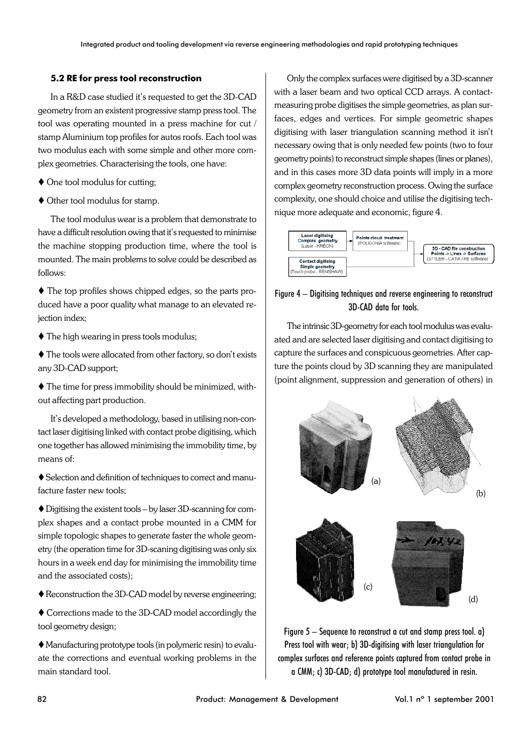### 5.2 RE for press tool reconstruction

In a R&D case studied it's requested to get the 3D-CAD geometry from an existent progressive stamp press tool. The tool was operating mounted in a press machine for cut / stamp Aluminium top profiles for autos roofs. Each tool was two modulus each with some simple and other more complex geometries. Characterising the tools, one have:

- ♦ One tool modulus for cutting;
- ♦ Other tool modulus for stamp.

The tool modulus wear is a problem that demonstrate to have a difficult resolution owing that it's requested to minimise the machine stopping production time, where the tool is mounted. The main problems to solve could be described as follows:

- ♦ The top profiles shows chipped edges, so the parts produced have a poor quality what manage to an elevated rejection index;
- ♦ The high wearing in press tools modulus;
- ♦ The tools were allocated from other factory, so don't exists any 3D-CAD support;
- ♦ The time for press immobility should be minimized, without affecting part production.

It's developed a methodology, based in utilising non-contact laser digitising linked with contact probe digitising, which one together has allowed minimising the immobility time, by means of:

- ♦ Selection and definition of techniques to correct and manufacture faster new tools;
- ♦ Digitising the existent tools – by laser 3D-scanning for complex shapes and a contact probe mounted in a CMM for simple topologic shapes to generate faster the whole geometry (the operation time for 3D-scaning digitising was only six hours in a week end day for minimising the immobility time and the associated costs);
- ♦ Reconstruction the 3D-CAD model by reverse engineering;
- ♦ Corrections made to the 3D-CAD model accordingly the tool geometry design;
- ♦ Manufacturing prototype tools (in polymeric resin) to evaluate the corrections and eventual working problems in the main standard tool.

Only the complex surfaces were digitised by a 3D-scanner with a laser beam and two optical CCD arrays. A contact-measuring probe digitises the simple geometries, as plan surfaces, edges and vertices. For simple geometric shapes digitising with laser triangulation scanning method it isn't necessary owing that is only needed few points (two to four geometry points) to reconstruct simple shapes (lines or planes), and in this cases more 3D data points will imply in a more complex geometry reconstruction process. Owing the surface complexity, one should choice and utilise the digitising technique more adequate and economic, figure 4.

Laser digitising Complex geometry (Laser - KREON) → Points cloud treatment (POLIGONIA software) → 3D - CAD file construction Points -> Lines -> Surfaces (STYLER - CATIA / RE software)

Contact digitising Simple geometry (Touch probe - RENISHAW) → 3D - CAD file construction

Figure 4 – Digitising techniques and reverse engineering to reconstruct 3D-CAD data for tools.

The intrinsic 3D-geometry for each tool modulus was evaluated and are selected laser digitising and contact digitising to capture the surfaces and conspicuous geometries. After capture the points cloud by 3D scanning they are manipulated (point alignment, suppression and generation of others) in

Figure 5 – Sequence to reconstruct a cut and stamp press tool. a) Press tool with wear; b) 3D-digitising with laser triangulation for complex surfaces and reference points captured from contact probe in a CMM; c) 3D-CAD; d) prototype tool manufactured in resin.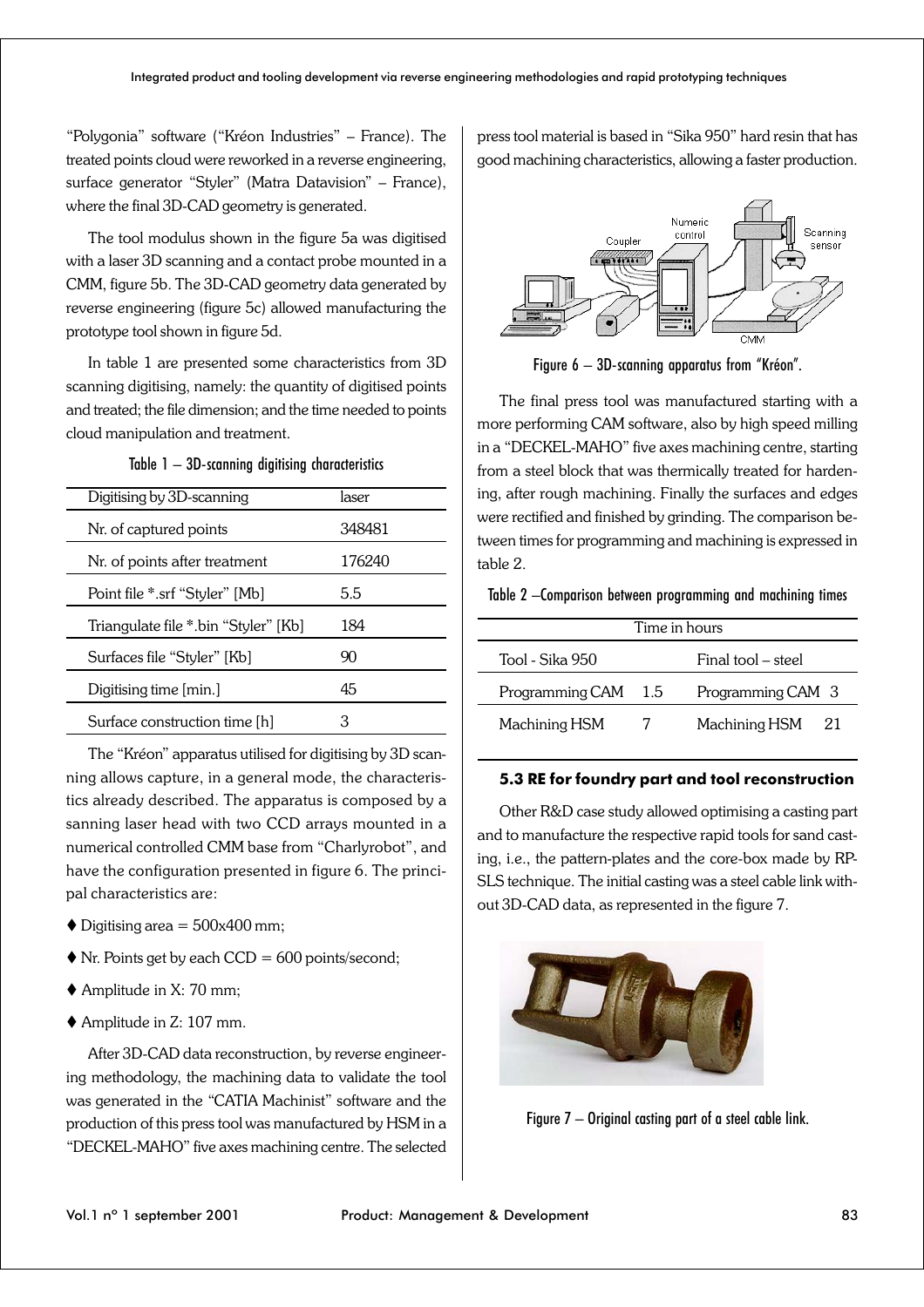"Polygonia" software ("Kréon Industries" – France). The treated points cloud were reworked in a reverse engineering, surface generator "Styler" (Matra Datavision" – France), where the final 3D-CAD geometry is generated.

The tool modulus shown in the figure 5a was digitised with a laser 3D scanning and a contact probe mounted in a CMM, figure 5b. The 3D-CAD geometry data generated by reverse engineering (figure 5c) allowed manufacturing the prototype tool shown in figure 5d.

In table 1 are presented some characteristics from 3D scanning digitising, namely: the quantity of digitised points and treated; the file dimension; and the time needed to points cloud manipulation and treatment.

Table 1 – 3D-scanning digitising characteristics

| Digitising by 3D-scanning | laser |
|---|---|
| Nr. of captured points | 348481 |
| Nr. of points after treatment | 176240 |
| Point file *.srf "Styler" [Mb] | 5.5 |
| Triangulate file *.bin "Styler" [Kb] | 184 |
| Surfaces file "Styler" [Kb] | 90 |
| Digitising time [min.] | 45 |
| Surface construction time [h] | 3 |

The "Kréon" apparatus utilised for digitising by 3D scanning allows capture, in a general mode, the characteristics already described. The apparatus is composed by a sanning laser head with two CCD arrays mounted in a numerical controlled CMM base from "Charlyrobot", and have the configuration presented in figure 6. The principal characteristics are:

- ♦ Digitising area = 500x400 mm;
- ♦ Nr. Points get by each CCD = 600 points/second;
- ♦ Amplitude in X: 70 mm;
- ♦ Amplitude in Z: 107 mm.

After 3D-CAD data reconstruction, by reverse engineering methodology, the machining data to validate the tool was generated in the "CATIA Machinist" software and the production of this press tool was manufactured by HSM in a "DECKEL-MAHO" five axes machining centre. The selected press tool material is based in "Sika 950" hard resin that has good machining characteristics, allowing a faster production.

Figure 6 – 3D-scanning apparatus from "Kréon".

The final press tool was manufactured starting with a more performing CAM software, also by high speed milling in a "DECKEL-MAHO" five axes machining centre, starting from a steel block that was thermically treated for hardening, after rough machining. Finally the surfaces and edges were rectified and finished by grinding. The comparison between times for programming and machining is expressed in table 2.

Table 2 –Comparison between programming and machining times

| Time in hours | | | |
|---|---|---|---|
| Tool - Sika 950 | | Final tool – steel | |
| Programming CAM | 1.5 | Programming CAM | 3 |
| Machining HSM | 7 | Machining HSM | 21 |

### 5.3 RE for foundry part and tool reconstruction

Other R&D case study allowed optimising a casting part and to manufacture the respective rapid tools for sand casting, i.e., the pattern-plates and the core-box made by RP-SLS technique. The initial casting was a steel cable link without 3D-CAD data, as represented in the figure 7.

Figure 7 – Original casting part of a steel cable link.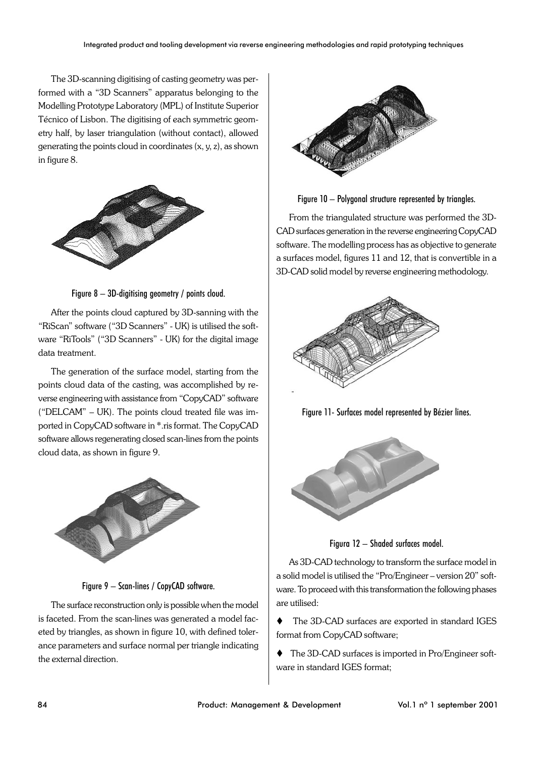The 3D-scanning digitising of casting geometry was performed with a "3D Scanners" apparatus belonging to the Modelling Prototype Laboratory (MPL) of Institute Superior Técnico of Lisbon. The digitising of each symmetric geometry half, by laser triangulation (without contact), allowed generating the points cloud in coordinates (x, y, z), as shown in figure 8.

Figure 8 – 3D-digitising geometry / points cloud.

After the points cloud captured by 3D-sanning with the "RiScan" software ("3D Scanners" - UK) is utilised the software "RiTools" ("3D Scanners" - UK) for the digital image data treatment.

The generation of the surface model, starting from the points cloud data of the casting, was accomplished by reverse engineering with assistance from "CopyCAD" software ("DELCAM" – UK). The points cloud treated file was imported in CopyCAD software in *.ris format. The CopyCAD software allows regenerating closed scan-lines from the points cloud data, as shown in figure 9.

Figure 9 – Scan-lines / CopyCAD software.

The surface reconstruction only is possible when the model is faceted. From the scan-lines was generated a model faceted by triangles, as shown in figure 10, with defined tolerance parameters and surface normal per triangle indicating the external direction.

Figure 10 – Polygonal structure represented by triangles.

From the triangulated structure was performed the 3D-CAD surfaces generation in the reverse engineering CopyCAD software. The modelling process has as objective to generate a surfaces model, figures 11 and 12, that is convertible in a 3D-CAD solid model by reverse engineering methodology.

Figure 11- Surfaces model represented by Bézier lines.

Figura 12 – Shaded surfaces model.

As 3D-CAD technology to transform the surface model in a solid model is utilised the "Pro/Engineer – version 20" software. To proceed with this transformation the following phases are utilised:

- The 3D-CAD surfaces are exported in standard IGES format from CopyCAD software;
- The 3D-CAD surfaces is imported in Pro/Engineer software in standard IGES format;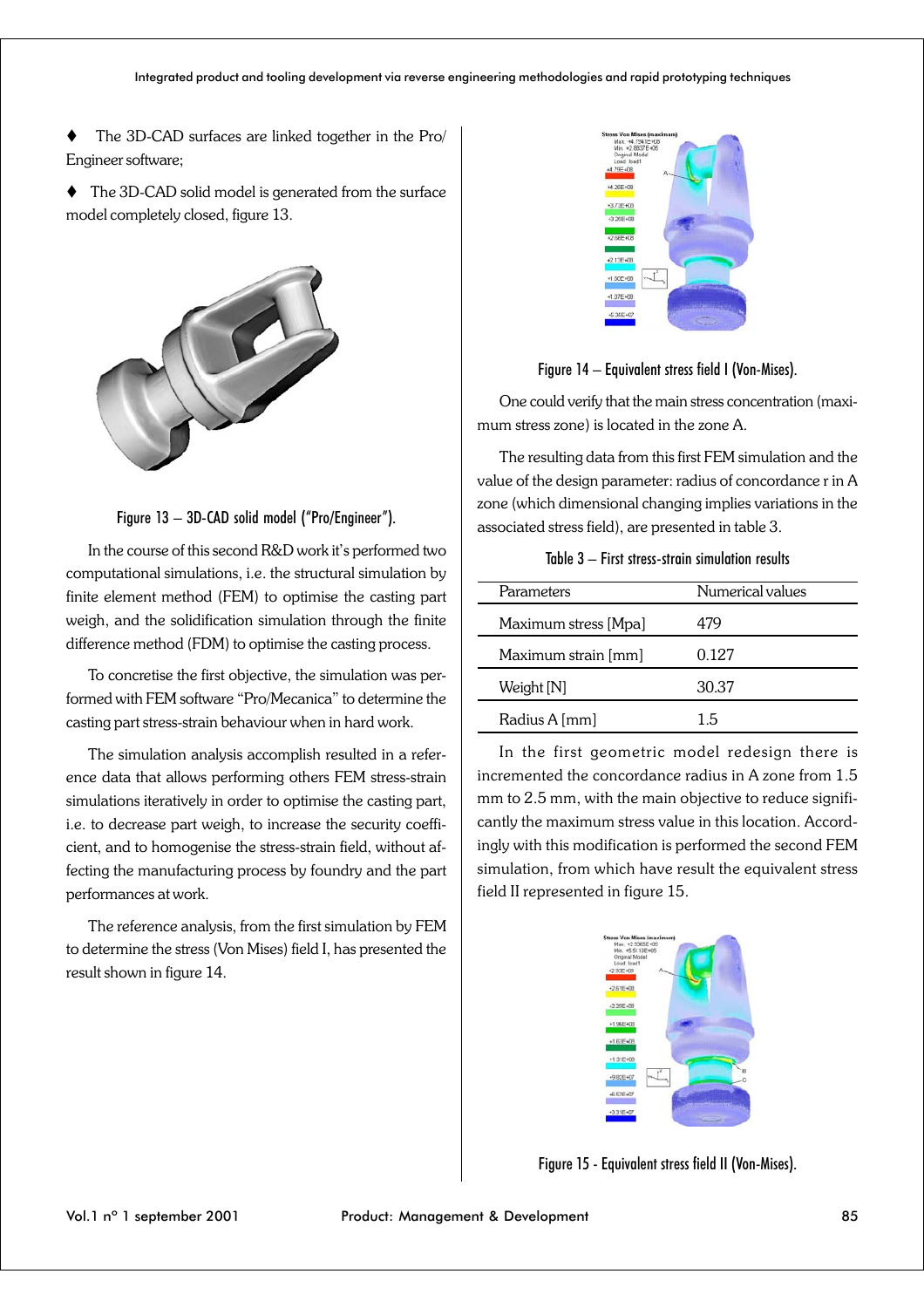♦ The 3D-CAD surfaces are linked together in the Pro/ Engineer software;

♦ The 3D-CAD solid model is generated from the surface model completely closed, figure 13.

Figure 13 – 3D-CAD solid model ("Pro/Engineer").

In the course of this second R&D work it's performed two computational simulations, i.e. the structural simulation by finite element method (FEM) to optimise the casting part weigh, and the solidification simulation through the finite difference method (FDM) to optimise the casting process.

To concretise the first objective, the simulation was performed with FEM software "Pro/Mecanica" to determine the casting part stress-strain behaviour when in hard work.

The simulation analysis accomplish resulted in a reference data that allows performing others FEM stress-strain simulations iteratively in order to optimise the casting part, i.e. to decrease part weigh, to increase the security coefficient, and to homogenise the stress-strain field, without affecting the manufacturing process by foundry and the part performances at work.

The reference analysis, from the first simulation by FEM to determine the stress (Von Mises) field I, has presented the result shown in figure 14.

Figure 14 – Equivalent stress field I (Von-Mises).

One could verify that the main stress concentration (maximum stress zone) is located in the zone A.

The resulting data from this first FEM simulation and the value of the design parameter: radius of concordance r in A zone (which dimensional changing implies variations in the associated stress field), are presented in table 3.

Table 3 – First stress-strain simulation results

| Parameters | Numerical values |
|---|---|
| Maximum stress [Mpa] | 479 |
| Maximum strain [mm] | 0.127 |
| Weight [N] | 30.37 |
| Radius A [mm] | 1.5 |

In the first geometric model redesign there is incremented the concordance radius in A zone from 1.5 mm to 2.5 mm, with the main objective to reduce significantly the maximum stress value in this location. Accordingly with this modification is performed the second FEM simulation, from which have result the equivalent stress field II represented in figure 15.

Figure 15 - Equivalent stress field II (Von-Mises).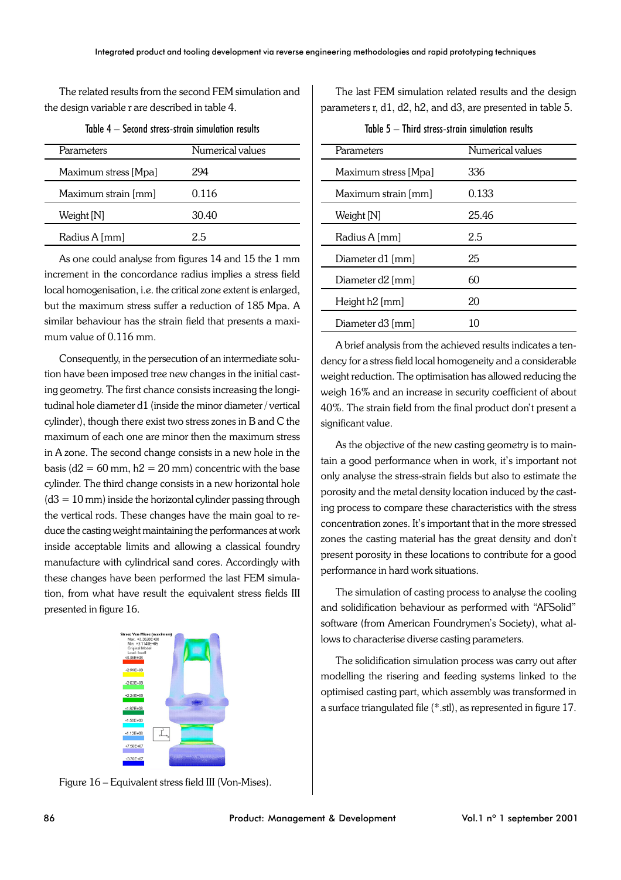The related results from the second FEM simulation and the design variable r are described in table 4.

Table 4 – Second stress-strain simulation results

| Parameters | Numerical values |
|---|---|
| Maximum stress [Mpa] | 294 |
| Maximum strain [mm] | 0.116 |
| Weight [N] | 30.40 |
| Radius A [mm] | 2.5 |

As one could analyse from figures 14 and 15 the 1 mm increment in the concordance radius implies a stress field local homogenisation, i.e. the critical zone extent is enlarged, but the maximum stress suffer a reduction of 185 Mpa. A similar behaviour has the strain field that presents a maximum value of 0.116 mm.

Consequently, in the persecution of an intermediate solution have been imposed tree new changes in the initial casting geometry. The first chance consists increasing the longitudinal hole diameter d1 (inside the minor diameter / vertical cylinder), though there exist two stress zones in B and C the maximum of each one are minor then the maximum stress in A zone. The second change consists in a new hole in the basis (d2 = 60 mm, h2 = 20 mm) concentric with the base cylinder. The third change consists in a new horizontal hole (d3 = 10 mm) inside the horizontal cylinder passing through the vertical rods. These changes have the main goal to reduce the casting weight maintaining the performances at work inside acceptable limits and allowing a classical foundry manufacture with cylindrical sand cores. Accordingly with these changes have been performed the last FEM simulation, from what have result the equivalent stress fields III presented in figure 16.

Figure 16 – Equivalent stress field III (Von-Mises).

The last FEM simulation related results and the design parameters r, d1, d2, h2, and d3, are presented in table 5.

Table 5 – Third stress-strain simulation results

| Parameters | Numerical values |
|---|---|
| Maximum stress [Mpa] | 336 |
| Maximum strain [mm] | 0.133 |
| Weight [N] | 25.46 |
| Radius A [mm] | 2.5 |
| Diameter d1 [mm] | 25 |
| Diameter d2 [mm] | 60 |
| Height h2 [mm] | 20 |
| Diameter d3 [mm] | 10 |

A brief analysis from the achieved results indicates a tendency for a stress field local homogeneity and a considerable weight reduction. The optimisation has allowed reducing the weigh 16% and an increase in security coefficient of about 40%. The strain field from the final product don't present a significant value.

As the objective of the new casting geometry is to maintain a good performance when in work, it's important not only analyse the stress-strain fields but also to estimate the porosity and the metal density location induced by the casting process to compare these characteristics with the stress concentration zones. It's important that in the more stressed zones the casting material has the great density and don't present porosity in these locations to contribute for a good performance in hard work situations.

The simulation of casting process to analyse the cooling and solidification behaviour as performed with "AFSolid" software (from American Foundrymen's Society), what allows to characterise diverse casting parameters.

The solidification simulation process was carry out after modelling the risering and feeding systems linked to the optimised casting part, which assembly was transformed in a surface triangulated file (*.stl), as represented in figure 17.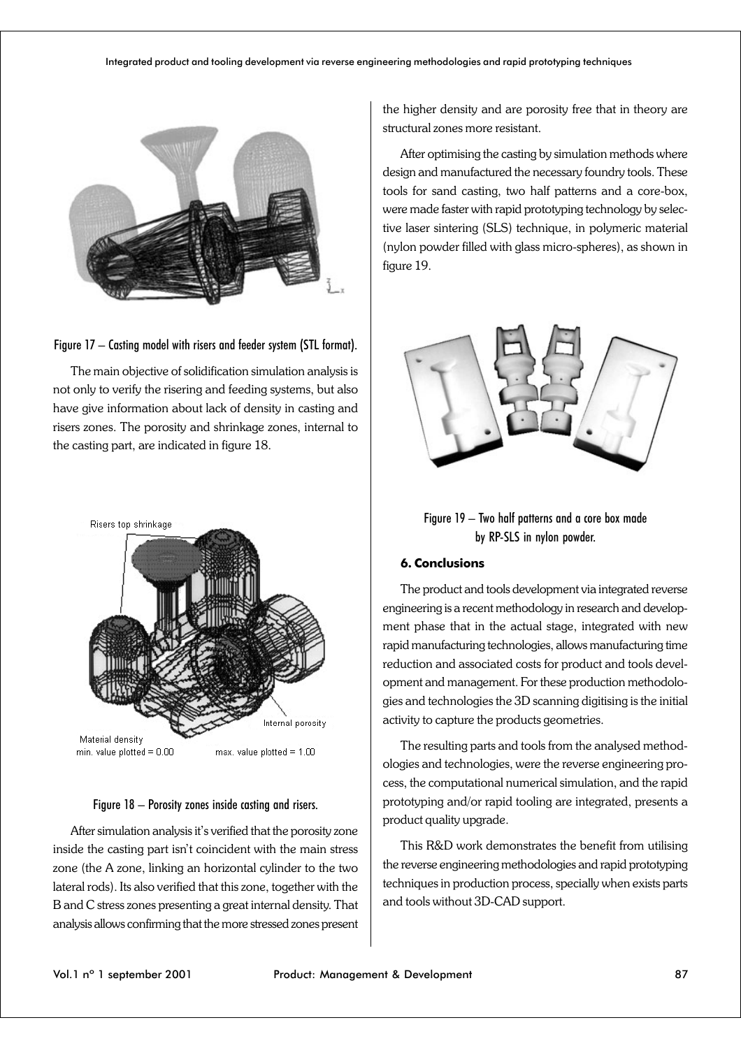Figure 17 – Casting model with risers and feeder system (STL format).

The main objective of solidification simulation analysis is not only to verify the risering and feeding systems, but also have give information about lack of density in casting and risers zones. The porosity and shrinkage zones, internal to the casting part, are indicated in figure 18.

Figure 18 – Porosity zones inside casting and risers.

After simulation analysis it's verified that the porosity zone inside the casting part isn't coincident with the main stress zone (the A zone, linking an horizontal cylinder to the two lateral rods). Its also verified that this zone, together with the B and C stress zones presenting a great internal density. That analysis allows confirming that the more stressed zones present the higher density and are porosity free that in theory are structural zones more resistant.

After optimising the casting by simulation methods where design and manufactured the necessary foundry tools. These tools for sand casting, two half patterns and a core-box, were made faster with rapid prototyping technology by selective laser sintering (SLS) technique, in polymeric material (nylon powder filled with glass micro-spheres), as shown in figure 19.

Figure 19 – Two half patterns and a core box made by RP-SLS in nylon powder.

### 6. Conclusions

The product and tools development via integrated reverse engineering is a recent methodology in research and development phase that in the actual stage, integrated with new rapid manufacturing technologies, allows manufacturing time reduction and associated costs for product and tools development and management. For these production methodologies and technologies the 3D scanning digitising is the initial activity to capture the products geometries.

The resulting parts and tools from the analysed methodologies and technologies, were the reverse engineering process, the computational numerical simulation, and the rapid prototyping and/or rapid tooling are integrated, presents a product quality upgrade.

This R&D work demonstrates the benefit from utilising the reverse engineering methodologies and rapid prototyping techniques in production process, specially when exists parts and tools without 3D-CAD support.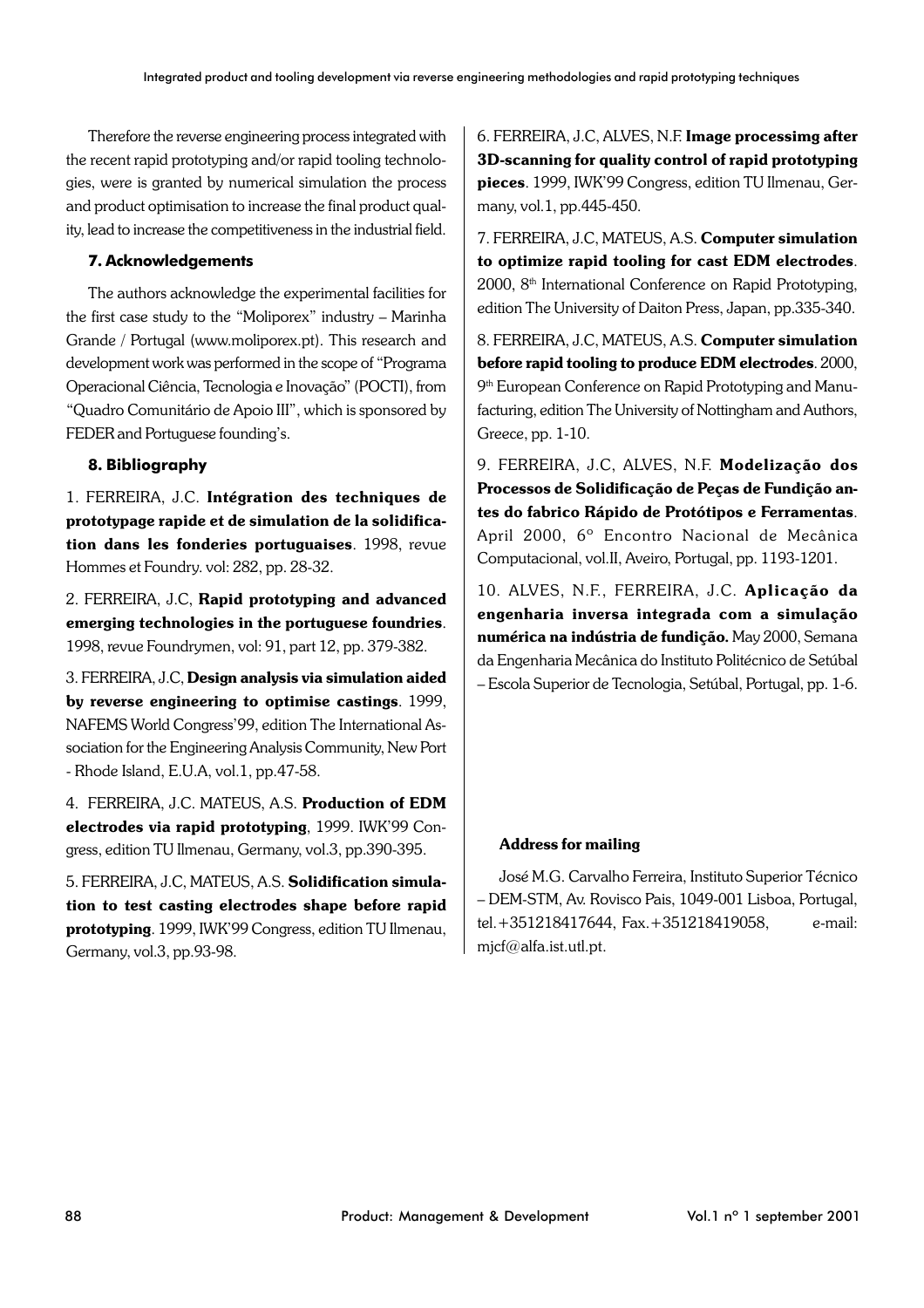Therefore the reverse engineering process integrated with the recent rapid prototyping and/or rapid tooling technologies, were is granted by numerical simulation the process and product optimisation to increase the final product quality, lead to increase the competitiveness in the industrial field.

## 7. Acknowledgements

The authors acknowledge the experimental facilities for the first case study to the "Moliporex" industry – Marinha Grande / Portugal (www.moliporex.pt). This research and development work was performed in the scope of "Programa Operacional Ciência, Tecnologia e Inovação" (POCTI), from "Quadro Comunitário de Apoio III", which is sponsored by FEDER and Portuguese founding's.

## 8. Bibliography

1. FERREIRA, J.C. **Intégration des techniques de prototypage rapide et de simulation de la solidification dans les fonderies portuguaises**. 1998, revue Hommes et Foundry. vol: 282, pp. 28-32.

2. FERREIRA, J.C, **Rapid prototyping and advanced emerging technologies in the portuguese foundries**. 1998, revue Foundrymen, vol: 91, part 12, pp. 379-382.

3. FERREIRA, J.C, **Design analysis via simulation aided by reverse engineering to optimise castings**. 1999, NAFEMS World Congress'99, edition The International Association for the Engineering Analysis Community, New Port - Rhode Island, E.U.A, vol.1, pp.47-58.

4. FERREIRA, J.C. MATEUS, A.S. **Production of EDM electrodes via rapid prototyping**, 1999. IWK'99 Congress, edition TU Ilmenau, Germany, vol.3, pp.390-395.

5. FERREIRA, J.C, MATEUS, A.S. **Solidification simulation to test casting electrodes shape before rapid prototyping**. 1999, IWK'99 Congress, edition TU Ilmenau, Germany, vol.3, pp.93-98.

6. FERREIRA, J.C, ALVES, N.F. **Image processimg after 3D-scanning for quality control of rapid prototyping pieces**. 1999, IWK'99 Congress, edition TU Ilmenau, Germany, vol.1, pp.445-450.

7. FERREIRA, J.C, MATEUS, A.S. **Computer simulation to optimize rapid tooling for cast EDM electrodes**. 2000, 8th International Conference on Rapid Prototyping, edition The University of Daiton Press, Japan, pp.335-340.

8. FERREIRA, J.C, MATEUS, A.S. **Computer simulation before rapid tooling to produce EDM electrodes**. 2000, 9th European Conference on Rapid Prototyping and Manufacturing, edition The University of Nottingham and Authors, Greece, pp. 1-10.

9. FERREIRA, J.C, ALVES, N.F. **Modelização dos Processos de Solidificação de Peças de Fundição antes do fabrico Rápido de Protótipos e Ferramentas**. April 2000, 6º Encontro Nacional de Mecânica Computacional, vol.II, Aveiro, Portugal, pp. 1193-1201.

10. ALVES, N.F., FERREIRA, J.C. **Aplicação da engenharia inversa integrada com a simulação numérica na indústria de fundição.** May 2000, Semana da Engenharia Mecânica do Instituto Politécnico de Setúbal – Escola Superior de Tecnologia, Setúbal, Portugal, pp. 1-6.

**Address for mailing**

José M.G. Carvalho Ferreira, Instituto Superior Técnico – DEM-STM, Av. Rovisco Pais, 1049-001 Lisboa, Portugal, tel.+351218417644, Fax.+351218419058, e-mail: mjcf@alfa.ist.utl.pt.